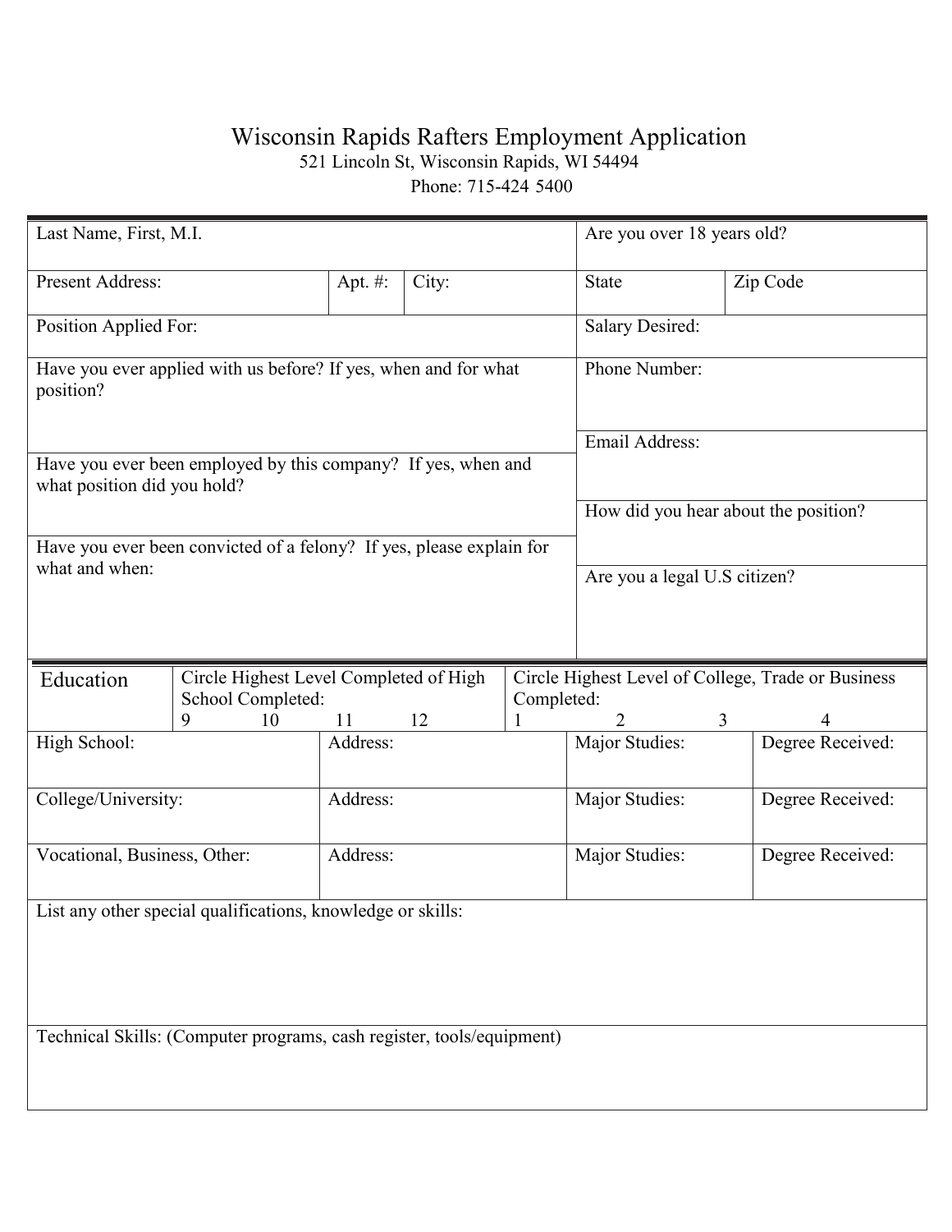# Wisconsin Rapids Rafters Employment Application

521 Lincoln St, Wisconsin Rapids, WI 54494

Phone: 715-424 5400

| Last Name, First, M.I. | | | Are you over 18 years old? | |
|---|---|---|---|---|
| Present Address: | Apt. #: | City: | State | Zip Code |
| Position Applied For: | | | Salary Desired: | |
| Have you ever applied with us before? If yes, when and for what position? | | | Phone Number: | |
| | | | Email Address: | |
| Have you ever been employed by this company? If yes, when and what position did you hold? | | | How did you hear about the position? | |
| Have you ever been convicted of a felony? If yes, please explain for what and when: | | | Are you a legal U.S citizen? | |

| Education | Circle Highest Level Completed of High School Completed: 9 10 11 12 | | Circle Highest Level of College, Trade or Business Completed: 1 2 3 4 |
|---|---|---|---|
| High School: | Address: | Major Studies: | Degree Received: |
| College/University: | Address: | Major Studies: | Degree Received: |
| Vocational, Business, Other: | Address: | Major Studies: | Degree Received: |

List any other special qualifications, knowledge or skills:

Technical Skills: (Computer programs, cash register, tools/equipment)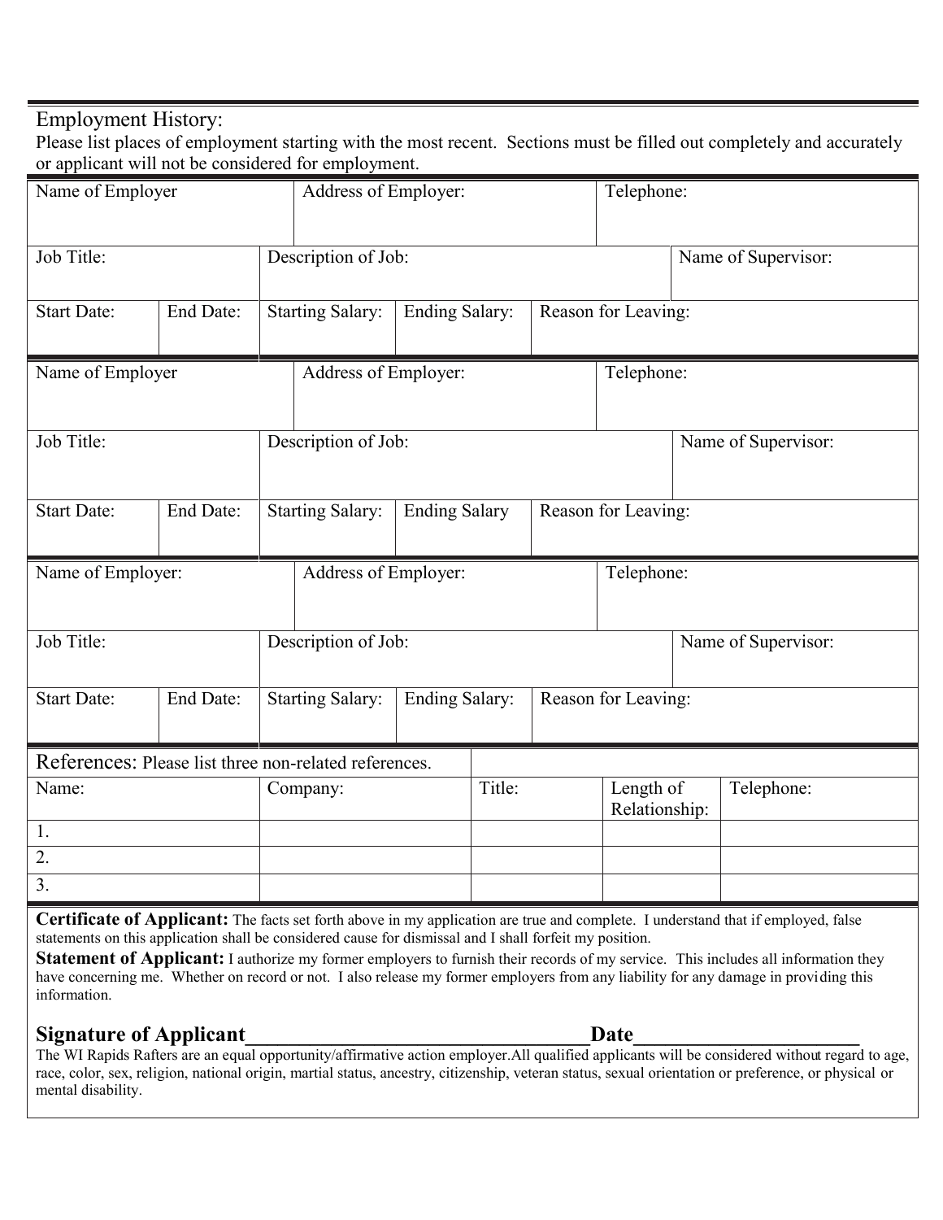Employment History:

Please list places of employment starting with the most recent. Sections must be filled out completely and accurately or applicant will not be considered for employment.

| | | | | | |
|---|---|---|---|---|---|
| Name of Employer | | Address of Employer: | | Telephone: | |
| Job Title: | | Description of Job: | | | Name of Supervisor: |
| Start Date: | End Date: | Starting Salary: | Ending Salary: | Reason for Leaving: | |

| | | | | | |
|---|---|---|---|---|---|
| Name of Employer | | Address of Employer: | | Telephone: | |
| Job Title: | | Description of Job: | | | Name of Supervisor: |
| Start Date: | End Date: | Starting Salary: | Ending Salary | Reason for Leaving: | |

| | | | | | |
|---|---|---|---|---|---|
| Name of Employer: | | Address of Employer: | | Telephone: | |
| Job Title: | | Description of Job: | | | Name of Supervisor: |
| Start Date: | End Date: | Starting Salary: | Ending Salary: | Reason for Leaving: | |

References: Please list three non-related references.

| Name: | Company: | Title: | Length of Relationship: | Telephone: |
|---|---|---|---|---|
| 1. | | | | |
| 2. | | | | |
| 3. | | | | |

**Certificate of Applicant:** The facts set forth above in my application are true and complete. I understand that if employed, false statements on this application shall be considered cause for dismissal and I shall forfeit my position.

**Statement of Applicant:** I authorize my former employers to furnish their records of my service. This includes all information they have concerning me. Whether on record or not. I also release my former employers from any liability for any damage in providing this information.

**Signature of Applicant**_________________________________**Date**_____________________

The WI Rapids Rafters are an equal opportunity/affirmative action employer.All qualified applicants will be considered without regard to age, race, color, sex, religion, national origin, martial status, ancestry, citizenship, veteran status, sexual orientation or preference, or physical or mental disability.